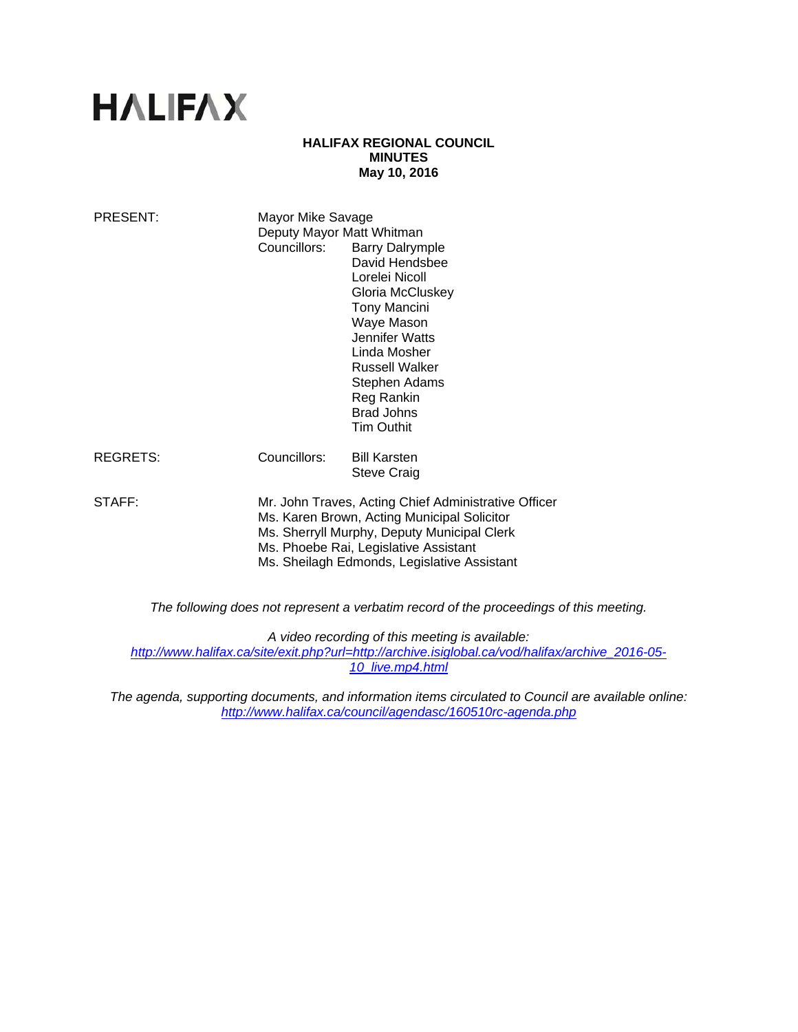# HALIFAX

**HALIFAX REGIONAL COUNCIL**
**MINUTES**
**May 10, 2016**

| | | |
|---|---|---|
| PRESENT: | Mayor Mike Savage | |
| | Deputy Mayor Matt Whitman | |
| | Councillors: | Barry Dalrymple |
| | | David Hendsbee |
| | | Lorelei Nicoll |
| | | Gloria McCluskey |
| | | Tony Mancini |
| | | Waye Mason |
| | | Jennifer Watts |
| | | Linda Mosher |
| | | Russell Walker |
| | | Stephen Adams |
| | | Reg Rankin |
| | | Brad Johns |
| | | Tim Outhit |
| REGRETS: | Councillors: | Bill Karsten |
| | | Steve Craig |
| STAFF: | Mr. John Traves, Acting Chief Administrative Officer | |
| | Ms. Karen Brown, Acting Municipal Solicitor | |
| | Ms. Sherryll Murphy, Deputy Municipal Clerk | |
| | Ms. Phoebe Rai, Legislative Assistant | |
| | Ms. Sheilagh Edmonds, Legislative Assistant | |

*The following does not represent a verbatim record of the proceedings of this meeting.*

*A video recording of this meeting is available:*
*http://www.halifax.ca/site/exit.php?url=http://archive.isiglobal.ca/vod/halifax/archive_2016-05-10_live.mp4.html*

*The agenda, supporting documents, and information items circulated to Council are available online:*
*http://www.halifax.ca/council/agendasc/160510rc-agenda.php*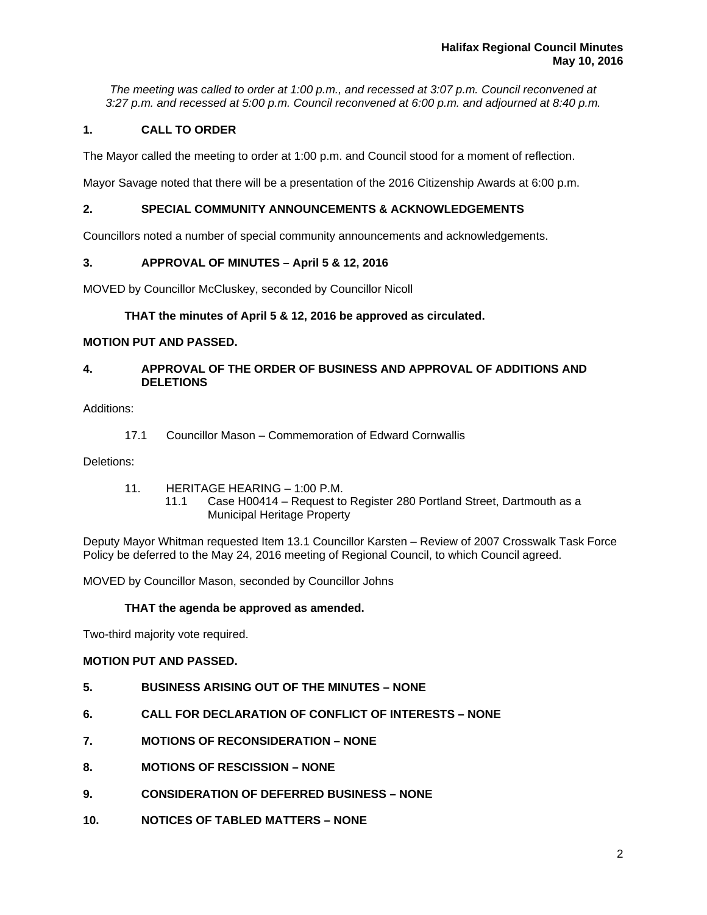*The meeting was called to order at 1:00 p.m., and recessed at 3:07 p.m. Council reconvened at 3:27 p.m. and recessed at 5:00 p.m. Council reconvened at 6:00 p.m. and adjourned at 8:40 p.m.*

## 1. CALL TO ORDER

The Mayor called the meeting to order at 1:00 p.m. and Council stood for a moment of reflection.

Mayor Savage noted that there will be a presentation of the 2016 Citizenship Awards at 6:00 p.m.

## 2. SPECIAL COMMUNITY ANNOUNCEMENTS & ACKNOWLEDGEMENTS

Councillors noted a number of special community announcements and acknowledgements.

## 3. APPROVAL OF MINUTES – April 5 & 12, 2016

MOVED by Councillor McCluskey, seconded by Councillor Nicoll

**THAT the minutes of April 5 & 12, 2016 be approved as circulated.**

**MOTION PUT AND PASSED.**

## 4. APPROVAL OF THE ORDER OF BUSINESS AND APPROVAL OF ADDITIONS AND DELETIONS

Additions:

17.1 Councillor Mason – Commemoration of Edward Cornwallis

Deletions:

11. HERITAGE HEARING – 1:00 P.M.
    - 11.1 Case H00414 – Request to Register 280 Portland Street, Dartmouth as a Municipal Heritage Property

Deputy Mayor Whitman requested Item 13.1 Councillor Karsten – Review of 2007 Crosswalk Task Force Policy be deferred to the May 24, 2016 meeting of Regional Council, to which Council agreed.

MOVED by Councillor Mason, seconded by Councillor Johns

**THAT the agenda be approved as amended.**

Two-third majority vote required.

**MOTION PUT AND PASSED.**

## 5. BUSINESS ARISING OUT OF THE MINUTES – NONE

## 6. CALL FOR DECLARATION OF CONFLICT OF INTERESTS – NONE

## 7. MOTIONS OF RECONSIDERATION – NONE

## 8. MOTIONS OF RESCISSION – NONE

## 9. CONSIDERATION OF DEFERRED BUSINESS – NONE

## 10. NOTICES OF TABLED MATTERS – NONE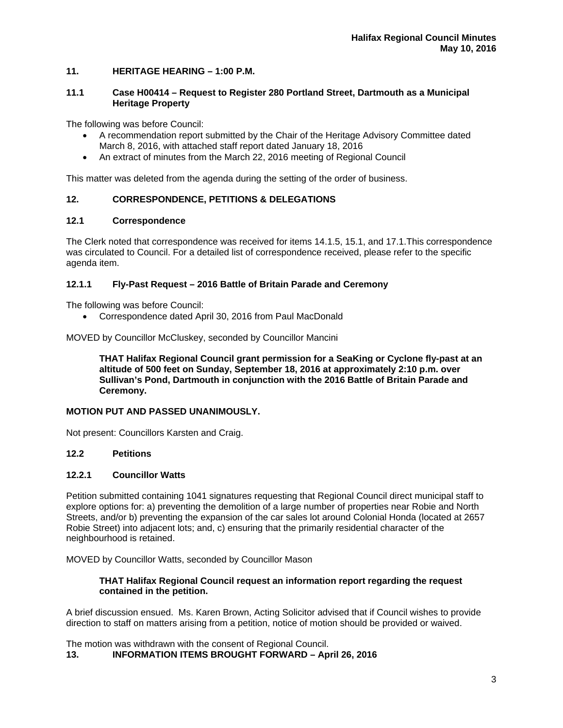## 11. HERITAGE HEARING – 1:00 P.M.

### 11.1 Case H00414 – Request to Register 280 Portland Street, Dartmouth as a Municipal Heritage Property

The following was before Council:

- A recommendation report submitted by the Chair of the Heritage Advisory Committee dated March 8, 2016, with attached staff report dated January 18, 2016
- An extract of minutes from the March 22, 2016 meeting of Regional Council

This matter was deleted from the agenda during the setting of the order of business.

## 12. CORRESPONDENCE, PETITIONS & DELEGATIONS

### 12.1 Correspondence

The Clerk noted that correspondence was received for items 14.1.5, 15.1, and 17.1.This correspondence was circulated to Council. For a detailed list of correspondence received, please refer to the specific agenda item.

### 12.1.1 Fly-Past Request – 2016 Battle of Britain Parade and Ceremony

The following was before Council:

- Correspondence dated April 30, 2016 from Paul MacDonald

MOVED by Councillor McCluskey, seconded by Councillor Mancini

> **THAT Halifax Regional Council grant permission for a SeaKing or Cyclone fly-past at an altitude of 500 feet on Sunday, September 18, 2016 at approximately 2:10 p.m. over Sullivan's Pond, Dartmouth in conjunction with the 2016 Battle of Britain Parade and Ceremony.**

**MOTION PUT AND PASSED UNANIMOUSLY.**

Not present: Councillors Karsten and Craig.

### 12.2 Petitions

### 12.2.1 Councillor Watts

Petition submitted containing 1041 signatures requesting that Regional Council direct municipal staff to explore options for: a) preventing the demolition of a large number of properties near Robie and North Streets, and/or b) preventing the expansion of the car sales lot around Colonial Honda (located at 2657 Robie Street) into adjacent lots; and, c) ensuring that the primarily residential character of the neighbourhood is retained.

MOVED by Councillor Watts, seconded by Councillor Mason

> **THAT Halifax Regional Council request an information report regarding the request contained in the petition.**

A brief discussion ensued. Ms. Karen Brown, Acting Solicitor advised that if Council wishes to provide direction to staff on matters arising from a petition, notice of motion should be provided or waived.

The motion was withdrawn with the consent of Regional Council.

## 13. INFORMATION ITEMS BROUGHT FORWARD – April 26, 2016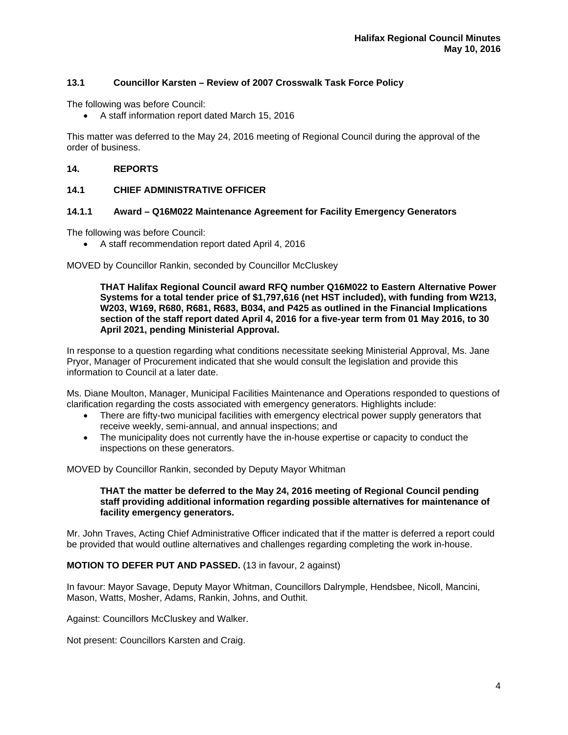### 13.1 Councillor Karsten – Review of 2007 Crosswalk Task Force Policy

The following was before Council:

- A staff information report dated March 15, 2016

This matter was deferred to the May 24, 2016 meeting of Regional Council during the approval of the order of business.

## 14. REPORTS

### 14.1 CHIEF ADMINISTRATIVE OFFICER

#### 14.1.1 Award – Q16M022 Maintenance Agreement for Facility Emergency Generators

The following was before Council:

- A staff recommendation report dated April 4, 2016

MOVED by Councillor Rankin, seconded by Councillor McCluskey

> **THAT Halifax Regional Council award RFQ number Q16M022 to Eastern Alternative Power Systems for a total tender price of $1,797,616 (net HST included), with funding from W213, W203, W169, R680, R681, R683, B034, and P425 as outlined in the Financial Implications section of the staff report dated April 4, 2016 for a five-year term from 01 May 2016, to 30 April 2021, pending Ministerial Approval.**

In response to a question regarding what conditions necessitate seeking Ministerial Approval, Ms. Jane Pryor, Manager of Procurement indicated that she would consult the legislation and provide this information to Council at a later date.

Ms. Diane Moulton, Manager, Municipal Facilities Maintenance and Operations responded to questions of clarification regarding the costs associated with emergency generators. Highlights include:

- There are fifty-two municipal facilities with emergency electrical power supply generators that receive weekly, semi-annual, and annual inspections; and
- The municipality does not currently have the in-house expertise or capacity to conduct the inspections on these generators.

MOVED by Councillor Rankin, seconded by Deputy Mayor Whitman

> **THAT the matter be deferred to the May 24, 2016 meeting of Regional Council pending staff providing additional information regarding possible alternatives for maintenance of facility emergency generators.**

Mr. John Traves, Acting Chief Administrative Officer indicated that if the matter is deferred a report could be provided that would outline alternatives and challenges regarding completing the work in-house.

**MOTION TO DEFER PUT AND PASSED.** (13 in favour, 2 against)

In favour: Mayor Savage, Deputy Mayor Whitman, Councillors Dalrymple, Hendsbee, Nicoll, Mancini, Mason, Watts, Mosher, Adams, Rankin, Johns, and Outhit.

Against: Councillors McCluskey and Walker.

Not present: Councillors Karsten and Craig.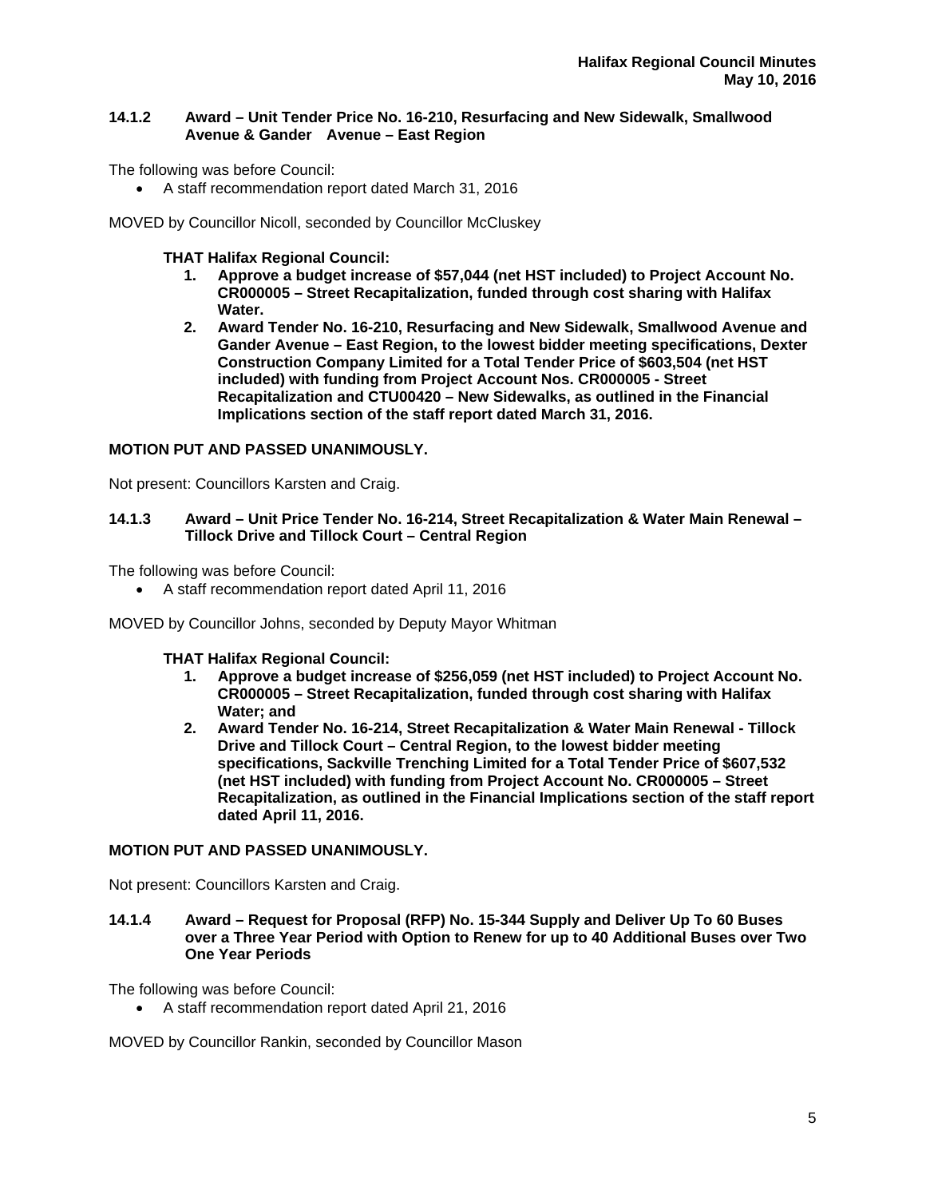### 14.1.2 Award – Unit Tender Price No. 16-210, Resurfacing and New Sidewalk, Smallwood Avenue & Gander Avenue – East Region

The following was before Council:

- A staff recommendation report dated March 31, 2016

MOVED by Councillor Nicoll, seconded by Councillor McCluskey

**THAT Halifax Regional Council:**

1. **Approve a budget increase of $57,044 (net HST included) to Project Account No. CR000005 – Street Recapitalization, funded through cost sharing with Halifax Water.**
2. **Award Tender No. 16-210, Resurfacing and New Sidewalk, Smallwood Avenue and Gander Avenue – East Region, to the lowest bidder meeting specifications, Dexter Construction Company Limited for a Total Tender Price of $603,504 (net HST included) with funding from Project Account Nos. CR000005 - Street Recapitalization and CTU00420 – New Sidewalks, as outlined in the Financial Implications section of the staff report dated March 31, 2016.**

**MOTION PUT AND PASSED UNANIMOUSLY.**

Not present: Councillors Karsten and Craig.

### 14.1.3 Award – Unit Price Tender No. 16-214, Street Recapitalization & Water Main Renewal – Tillock Drive and Tillock Court – Central Region

The following was before Council:

- A staff recommendation report dated April 11, 2016

MOVED by Councillor Johns, seconded by Deputy Mayor Whitman

**THAT Halifax Regional Council:**

1. **Approve a budget increase of $256,059 (net HST included) to Project Account No. CR000005 – Street Recapitalization, funded through cost sharing with Halifax Water; and**
2. **Award Tender No. 16-214, Street Recapitalization & Water Main Renewal - Tillock Drive and Tillock Court – Central Region, to the lowest bidder meeting specifications, Sackville Trenching Limited for a Total Tender Price of $607,532 (net HST included) with funding from Project Account No. CR000005 – Street Recapitalization, as outlined in the Financial Implications section of the staff report dated April 11, 2016.**

**MOTION PUT AND PASSED UNANIMOUSLY.**

Not present: Councillors Karsten and Craig.

### 14.1.4 Award – Request for Proposal (RFP) No. 15-344 Supply and Deliver Up To 60 Buses over a Three Year Period with Option to Renew for up to 40 Additional Buses over Two One Year Periods

The following was before Council:

- A staff recommendation report dated April 21, 2016

MOVED by Councillor Rankin, seconded by Councillor Mason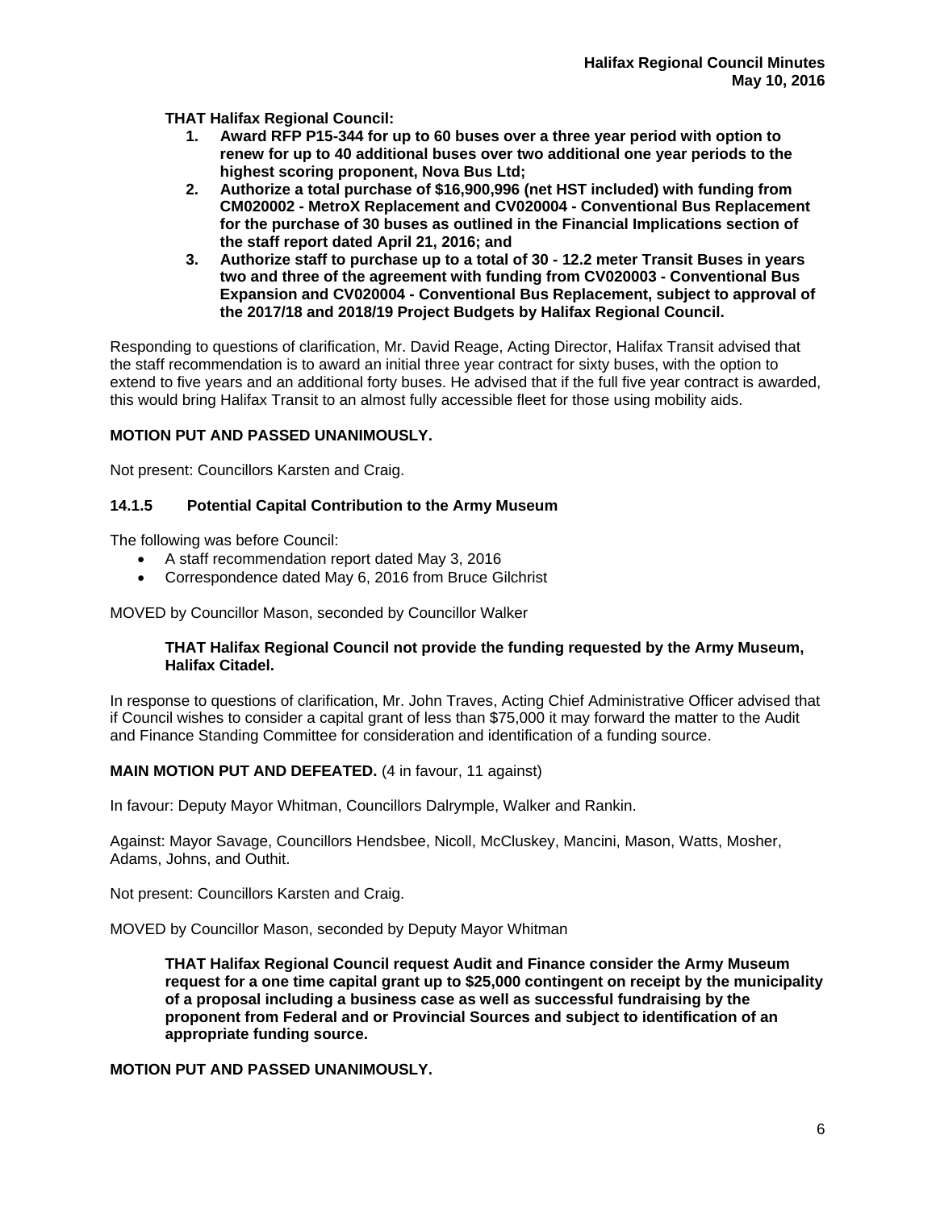**THAT Halifax Regional Council:**

1. **Award RFP P15-344 for up to 60 buses over a three year period with option to renew for up to 40 additional buses over two additional one year periods to the highest scoring proponent, Nova Bus Ltd;**
2. **Authorize a total purchase of $16,900,996 (net HST included) with funding from CM020002 - MetroX Replacement and CV020004 - Conventional Bus Replacement for the purchase of 30 buses as outlined in the Financial Implications section of the staff report dated April 21, 2016; and**
3. **Authorize staff to purchase up to a total of 30 - 12.2 meter Transit Buses in years two and three of the agreement with funding from CV020003 - Conventional Bus Expansion and CV020004 - Conventional Bus Replacement, subject to approval of the 2017/18 and 2018/19 Project Budgets by Halifax Regional Council.**

Responding to questions of clarification, Mr. David Reage, Acting Director, Halifax Transit advised that the staff recommendation is to award an initial three year contract for sixty buses, with the option to extend to five years and an additional forty buses. He advised that if the full five year contract is awarded, this would bring Halifax Transit to an almost fully accessible fleet for those using mobility aids.

**MOTION PUT AND PASSED UNANIMOUSLY.**

Not present: Councillors Karsten and Craig.

### 14.1.5 Potential Capital Contribution to the Army Museum

The following was before Council:

- A staff recommendation report dated May 3, 2016
- Correspondence dated May 6, 2016 from Bruce Gilchrist

MOVED by Councillor Mason, seconded by Councillor Walker

**THAT Halifax Regional Council not provide the funding requested by the Army Museum, Halifax Citadel.**

In response to questions of clarification, Mr. John Traves, Acting Chief Administrative Officer advised that if Council wishes to consider a capital grant of less than $75,000 it may forward the matter to the Audit and Finance Standing Committee for consideration and identification of a funding source.

**MAIN MOTION PUT AND DEFEATED.** (4 in favour, 11 against)

In favour: Deputy Mayor Whitman, Councillors Dalrymple, Walker and Rankin.

Against: Mayor Savage, Councillors Hendsbee, Nicoll, McCluskey, Mancini, Mason, Watts, Mosher, Adams, Johns, and Outhit.

Not present: Councillors Karsten and Craig.

MOVED by Councillor Mason, seconded by Deputy Mayor Whitman

**THAT Halifax Regional Council request Audit and Finance consider the Army Museum request for a one time capital grant up to $25,000 contingent on receipt by the municipality of a proposal including a business case as well as successful fundraising by the proponent from Federal and or Provincial Sources and subject to identification of an appropriate funding source.**

**MOTION PUT AND PASSED UNANIMOUSLY.**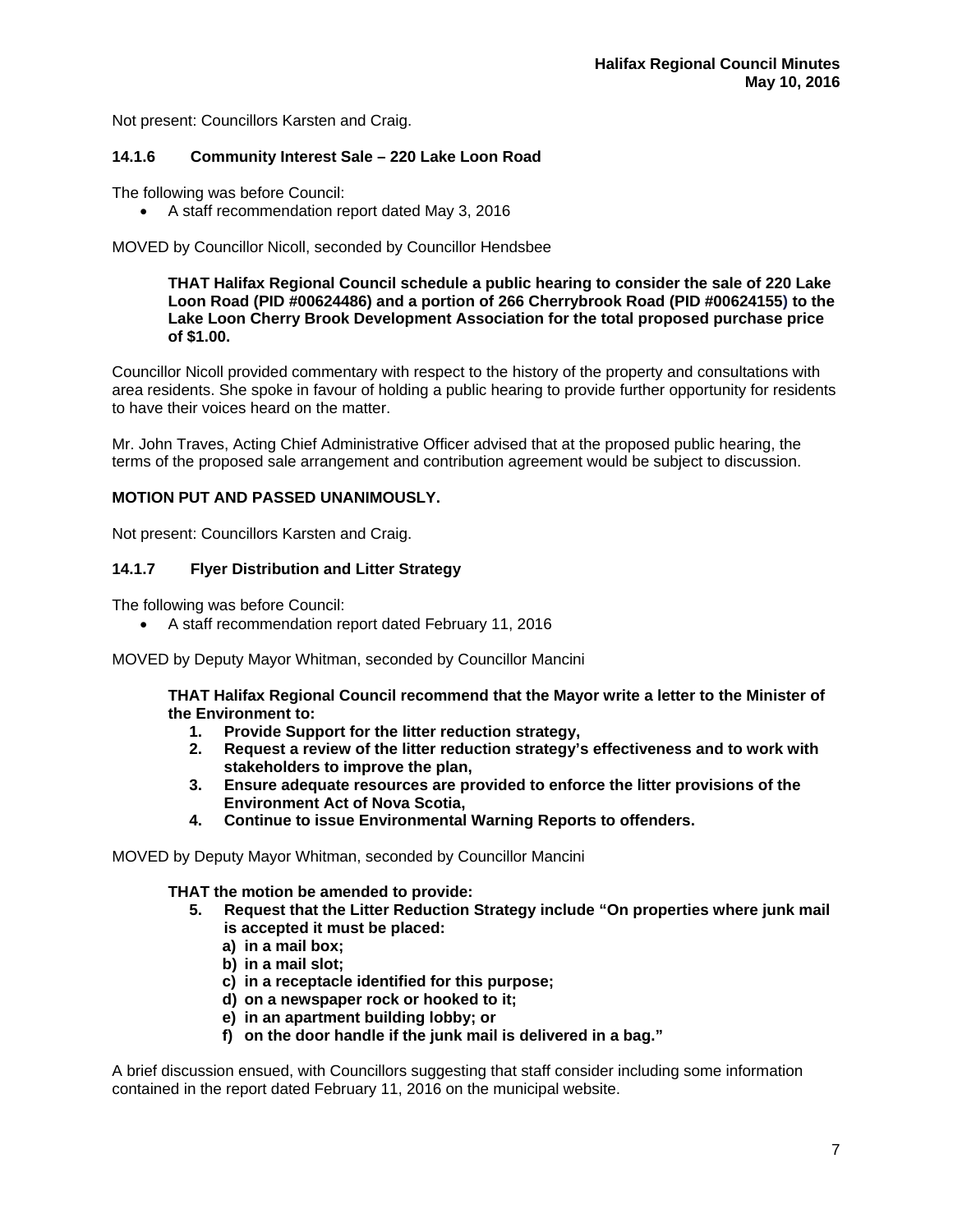Not present: Councillors Karsten and Craig.

### 14.1.6 Community Interest Sale – 220 Lake Loon Road

The following was before Council:

- A staff recommendation report dated May 3, 2016

MOVED by Councillor Nicoll, seconded by Councillor Hendsbee

> **THAT Halifax Regional Council schedule a public hearing to consider the sale of 220 Lake Loon Road (PID #00624486) and a portion of 266 Cherrybrook Road (PID #00624155) to the Lake Loon Cherry Brook Development Association for the total proposed purchase price of $1.00.**

Councillor Nicoll provided commentary with respect to the history of the property and consultations with area residents. She spoke in favour of holding a public hearing to provide further opportunity for residents to have their voices heard on the matter.

Mr. John Traves, Acting Chief Administrative Officer advised that at the proposed public hearing, the terms of the proposed sale arrangement and contribution agreement would be subject to discussion.

**MOTION PUT AND PASSED UNANIMOUSLY.**

Not present: Councillors Karsten and Craig.

### 14.1.7 Flyer Distribution and Litter Strategy

The following was before Council:

- A staff recommendation report dated February 11, 2016

MOVED by Deputy Mayor Whitman, seconded by Councillor Mancini

> **THAT Halifax Regional Council recommend that the Mayor write a letter to the Minister of the Environment to:**
> 1. **Provide Support for the litter reduction strategy,**
> 2. **Request a review of the litter reduction strategy's effectiveness and to work with stakeholders to improve the plan,**
> 3. **Ensure adequate resources are provided to enforce the litter provisions of the Environment Act of Nova Scotia,**
> 4. **Continue to issue Environmental Warning Reports to offenders.**

MOVED by Deputy Mayor Whitman, seconded by Councillor Mancini

> **THAT the motion be amended to provide:**
> 5. **Request that the Litter Reduction Strategy include "On properties where junk mail is accepted it must be placed:**
>    **a) in a mail box;**
>    **b) in a mail slot;**
>    **c) in a receptacle identified for this purpose;**
>    **d) on a newspaper rock or hooked to it;**
>    **e) in an apartment building lobby; or**
>    **f) on the door handle if the junk mail is delivered in a bag."**

A brief discussion ensued, with Councillors suggesting that staff consider including some information contained in the report dated February 11, 2016 on the municipal website.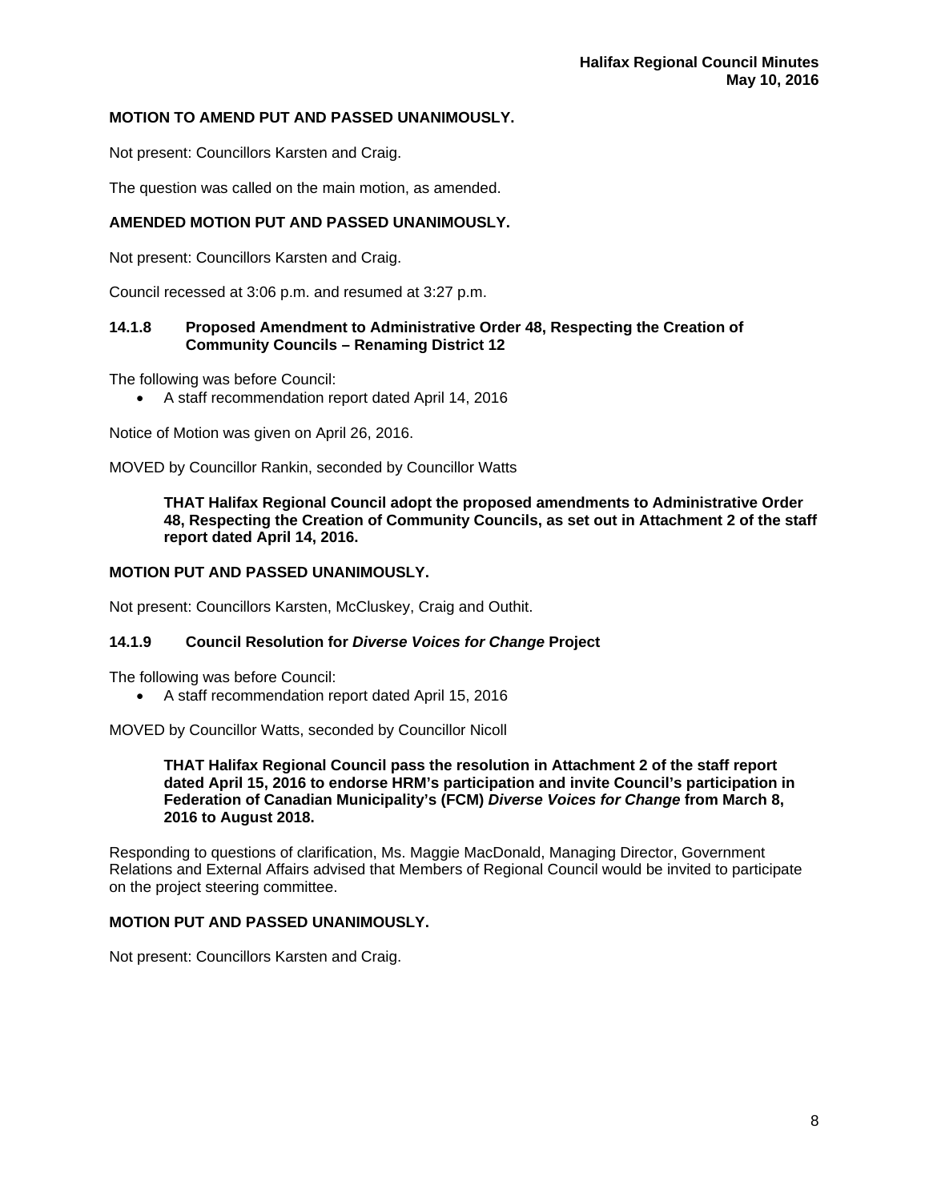**MOTION TO AMEND PUT AND PASSED UNANIMOUSLY.**

Not present: Councillors Karsten and Craig.

The question was called on the main motion, as amended.

**AMENDED MOTION PUT AND PASSED UNANIMOUSLY.**

Not present: Councillors Karsten and Craig.

Council recessed at 3:06 p.m. and resumed at 3:27 p.m.

### 14.1.8 Proposed Amendment to Administrative Order 48, Respecting the Creation of Community Councils – Renaming District 12

The following was before Council:

- A staff recommendation report dated April 14, 2016

Notice of Motion was given on April 26, 2016.

MOVED by Councillor Rankin, seconded by Councillor Watts

> **THAT Halifax Regional Council adopt the proposed amendments to Administrative Order 48, Respecting the Creation of Community Councils, as set out in Attachment 2 of the staff report dated April 14, 2016.**

**MOTION PUT AND PASSED UNANIMOUSLY.**

Not present: Councillors Karsten, McCluskey, Craig and Outhit.

### 14.1.9 Council Resolution for *Diverse Voices for Change* Project

The following was before Council:

- A staff recommendation report dated April 15, 2016

MOVED by Councillor Watts, seconded by Councillor Nicoll

> **THAT Halifax Regional Council pass the resolution in Attachment 2 of the staff report dated April 15, 2016 to endorse HRM's participation and invite Council's participation in Federation of Canadian Municipality's (FCM) *Diverse Voices for Change* from March 8, 2016 to August 2018.**

Responding to questions of clarification, Ms. Maggie MacDonald, Managing Director, Government Relations and External Affairs advised that Members of Regional Council would be invited to participate on the project steering committee.

**MOTION PUT AND PASSED UNANIMOUSLY.**

Not present: Councillors Karsten and Craig.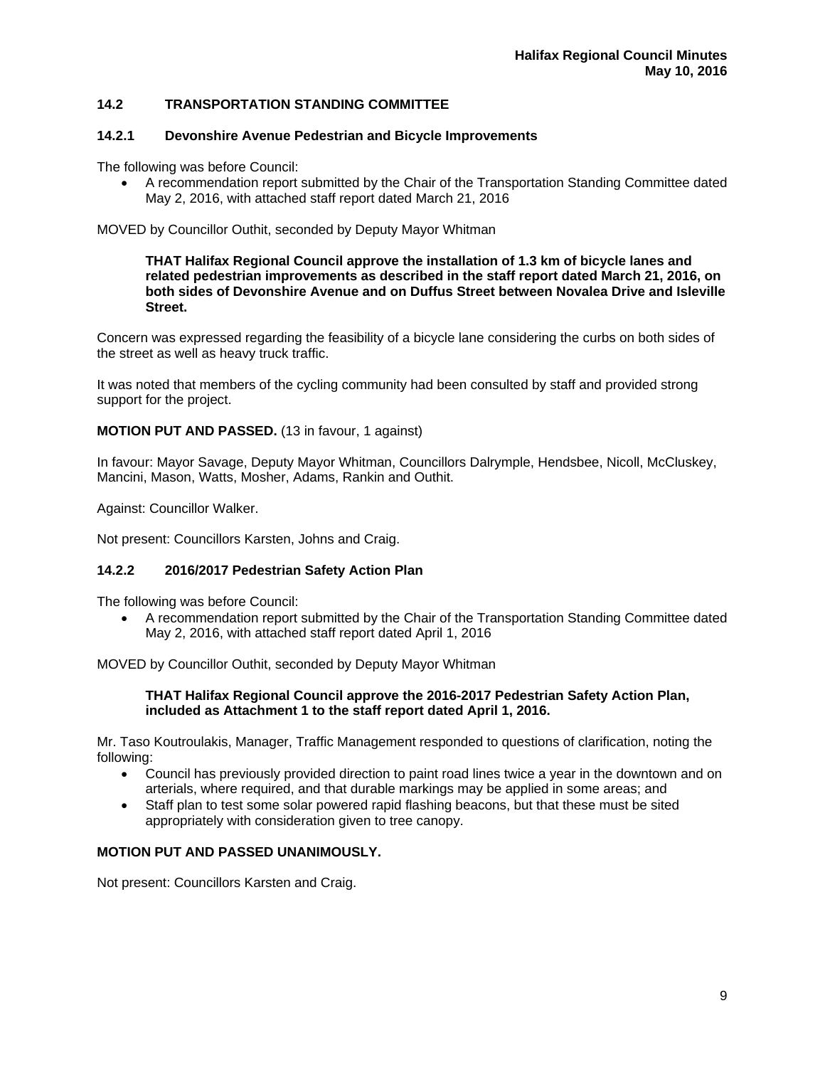## 14.2 TRANSPORTATION STANDING COMMITTEE

### 14.2.1 Devonshire Avenue Pedestrian and Bicycle Improvements

The following was before Council:

- A recommendation report submitted by the Chair of the Transportation Standing Committee dated May 2, 2016, with attached staff report dated March 21, 2016

MOVED by Councillor Outhit, seconded by Deputy Mayor Whitman

**THAT Halifax Regional Council approve the installation of 1.3 km of bicycle lanes and related pedestrian improvements as described in the staff report dated March 21, 2016, on both sides of Devonshire Avenue and on Duffus Street between Novalea Drive and Isleville Street.**

Concern was expressed regarding the feasibility of a bicycle lane considering the curbs on both sides of the street as well as heavy truck traffic.

It was noted that members of the cycling community had been consulted by staff and provided strong support for the project.

**MOTION PUT AND PASSED.** (13 in favour, 1 against)

In favour: Mayor Savage, Deputy Mayor Whitman, Councillors Dalrymple, Hendsbee, Nicoll, McCluskey, Mancini, Mason, Watts, Mosher, Adams, Rankin and Outhit.

Against: Councillor Walker.

Not present: Councillors Karsten, Johns and Craig.

### 14.2.2 2016/2017 Pedestrian Safety Action Plan

The following was before Council:

- A recommendation report submitted by the Chair of the Transportation Standing Committee dated May 2, 2016, with attached staff report dated April 1, 2016

MOVED by Councillor Outhit, seconded by Deputy Mayor Whitman

**THAT Halifax Regional Council approve the 2016-2017 Pedestrian Safety Action Plan, included as Attachment 1 to the staff report dated April 1, 2016.**

Mr. Taso Koutroulakis, Manager, Traffic Management responded to questions of clarification, noting the following:

- Council has previously provided direction to paint road lines twice a year in the downtown and on arterials, where required, and that durable markings may be applied in some areas; and
- Staff plan to test some solar powered rapid flashing beacons, but that these must be sited appropriately with consideration given to tree canopy.

**MOTION PUT AND PASSED UNANIMOUSLY.**

Not present: Councillors Karsten and Craig.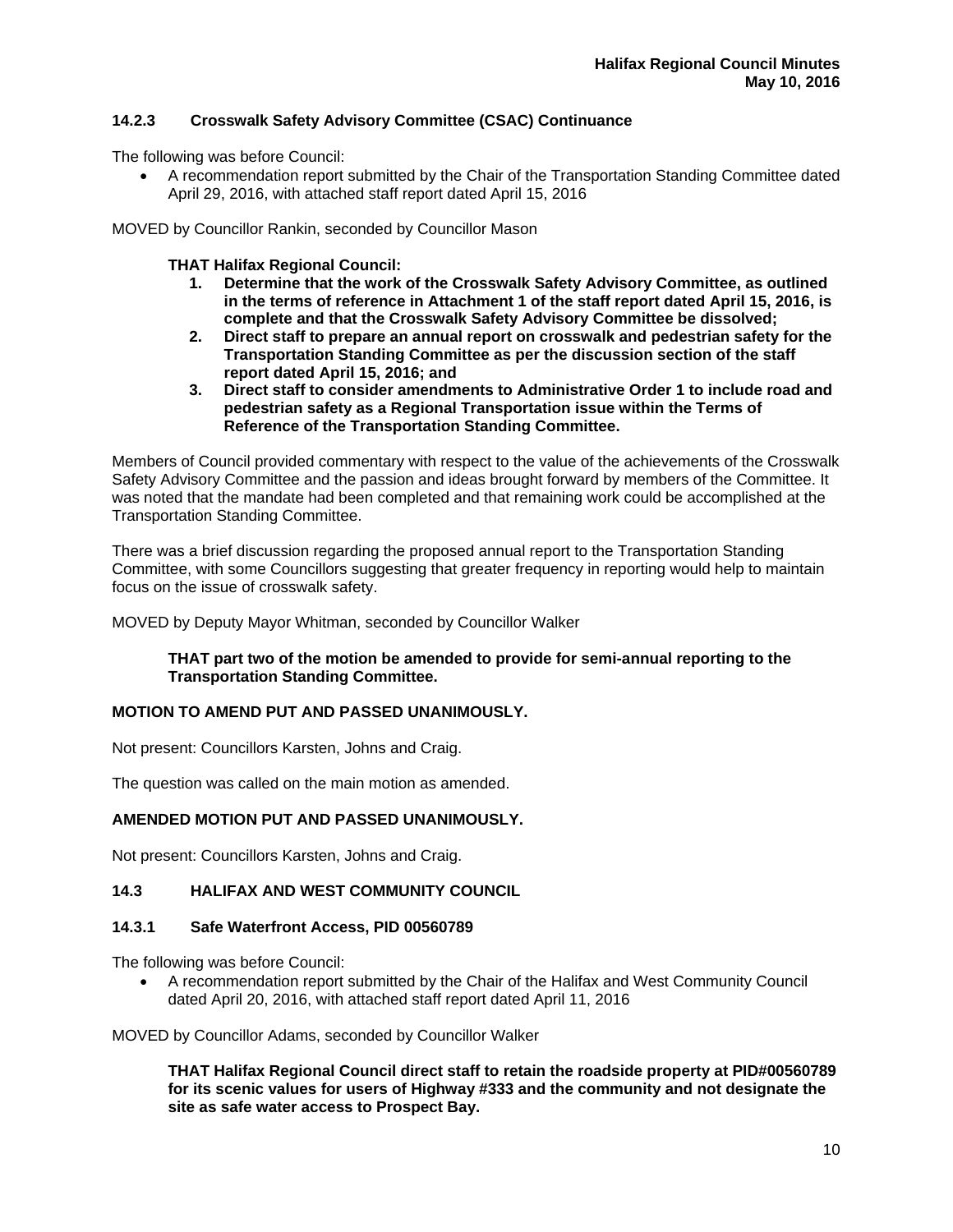### 14.2.3 Crosswalk Safety Advisory Committee (CSAC) Continuance

The following was before Council:

- A recommendation report submitted by the Chair of the Transportation Standing Committee dated April 29, 2016, with attached staff report dated April 15, 2016

MOVED by Councillor Rankin, seconded by Councillor Mason

**THAT Halifax Regional Council:**

1. **Determine that the work of the Crosswalk Safety Advisory Committee, as outlined in the terms of reference in Attachment 1 of the staff report dated April 15, 2016, is complete and that the Crosswalk Safety Advisory Committee be dissolved;**
2. **Direct staff to prepare an annual report on crosswalk and pedestrian safety for the Transportation Standing Committee as per the discussion section of the staff report dated April 15, 2016; and**
3. **Direct staff to consider amendments to Administrative Order 1 to include road and pedestrian safety as a Regional Transportation issue within the Terms of Reference of the Transportation Standing Committee.**

Members of Council provided commentary with respect to the value of the achievements of the Crosswalk Safety Advisory Committee and the passion and ideas brought forward by members of the Committee. It was noted that the mandate had been completed and that remaining work could be accomplished at the Transportation Standing Committee.

There was a brief discussion regarding the proposed annual report to the Transportation Standing Committee, with some Councillors suggesting that greater frequency in reporting would help to maintain focus on the issue of crosswalk safety.

MOVED by Deputy Mayor Whitman, seconded by Councillor Walker

**THAT part two of the motion be amended to provide for semi-annual reporting to the Transportation Standing Committee.**

**MOTION TO AMEND PUT AND PASSED UNANIMOUSLY.**

Not present: Councillors Karsten, Johns and Craig.

The question was called on the main motion as amended.

**AMENDED MOTION PUT AND PASSED UNANIMOUSLY.**

Not present: Councillors Karsten, Johns and Craig.

### 14.3 HALIFAX AND WEST COMMUNITY COUNCIL

### 14.3.1 Safe Waterfront Access, PID 00560789

The following was before Council:

- A recommendation report submitted by the Chair of the Halifax and West Community Council dated April 20, 2016, with attached staff report dated April 11, 2016

MOVED by Councillor Adams, seconded by Councillor Walker

**THAT Halifax Regional Council direct staff to retain the roadside property at PID#00560789 for its scenic values for users of Highway #333 and the community and not designate the site as safe water access to Prospect Bay.**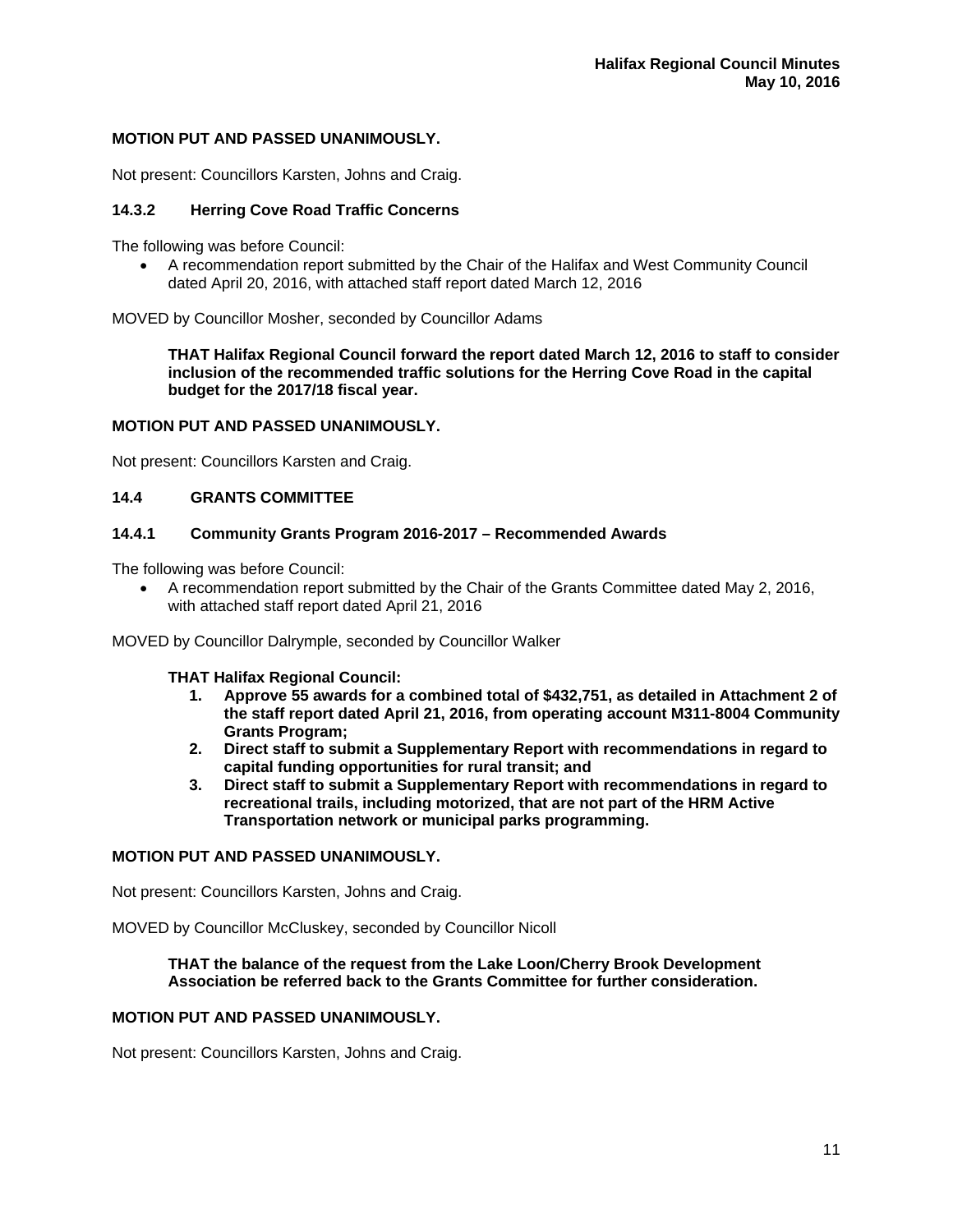**MOTION PUT AND PASSED UNANIMOUSLY.**

Not present: Councillors Karsten, Johns and Craig.

### 14.3.2 Herring Cove Road Traffic Concerns

The following was before Council:

- A recommendation report submitted by the Chair of the Halifax and West Community Council dated April 20, 2016, with attached staff report dated March 12, 2016

MOVED by Councillor Mosher, seconded by Councillor Adams

> **THAT Halifax Regional Council forward the report dated March 12, 2016 to staff to consider inclusion of the recommended traffic solutions for the Herring Cove Road in the capital budget for the 2017/18 fiscal year.**

**MOTION PUT AND PASSED UNANIMOUSLY.**

Not present: Councillors Karsten and Craig.

## 14.4 GRANTS COMMITTEE

### 14.4.1 Community Grants Program 2016-2017 – Recommended Awards

The following was before Council:

- A recommendation report submitted by the Chair of the Grants Committee dated May 2, 2016, with attached staff report dated April 21, 2016

MOVED by Councillor Dalrymple, seconded by Councillor Walker

> **THAT Halifax Regional Council:**
> 1. **Approve 55 awards for a combined total of $432,751, as detailed in Attachment 2 of the staff report dated April 21, 2016, from operating account M311-8004 Community Grants Program;**
> 2. **Direct staff to submit a Supplementary Report with recommendations in regard to capital funding opportunities for rural transit; and**
> 3. **Direct staff to submit a Supplementary Report with recommendations in regard to recreational trails, including motorized, that are not part of the HRM Active Transportation network or municipal parks programming.**

**MOTION PUT AND PASSED UNANIMOUSLY.**

Not present: Councillors Karsten, Johns and Craig.

MOVED by Councillor McCluskey, seconded by Councillor Nicoll

> **THAT the balance of the request from the Lake Loon/Cherry Brook Development Association be referred back to the Grants Committee for further consideration.**

**MOTION PUT AND PASSED UNANIMOUSLY.**

Not present: Councillors Karsten, Johns and Craig.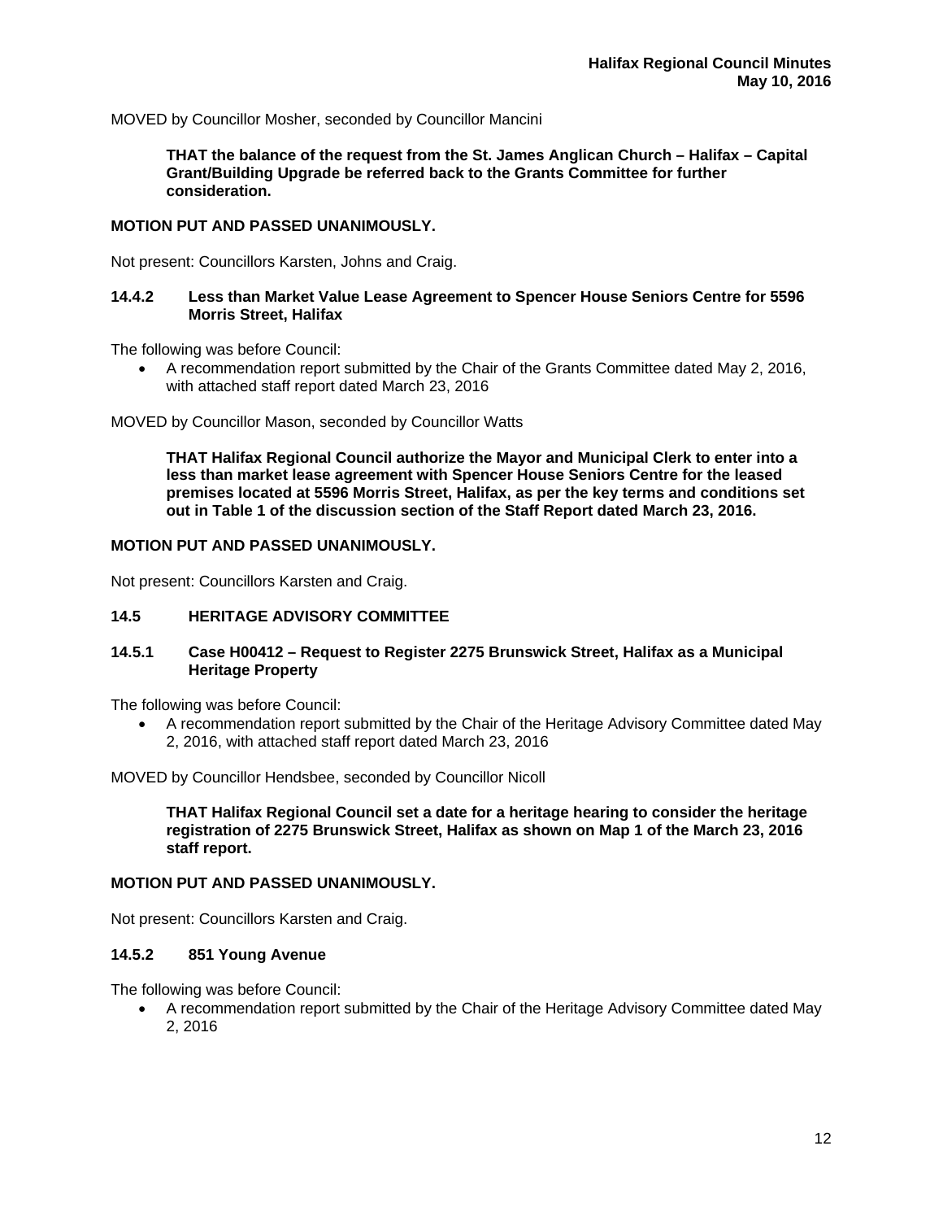MOVED by Councillor Mosher, seconded by Councillor Mancini

> **THAT the balance of the request from the St. James Anglican Church – Halifax – Capital Grant/Building Upgrade be referred back to the Grants Committee for further consideration.**

**MOTION PUT AND PASSED UNANIMOUSLY.**

Not present: Councillors Karsten, Johns and Craig.

### 14.4.2 Less than Market Value Lease Agreement to Spencer House Seniors Centre for 5596 Morris Street, Halifax

The following was before Council:

- A recommendation report submitted by the Chair of the Grants Committee dated May 2, 2016, with attached staff report dated March 23, 2016

MOVED by Councillor Mason, seconded by Councillor Watts

> **THAT Halifax Regional Council authorize the Mayor and Municipal Clerk to enter into a less than market lease agreement with Spencer House Seniors Centre for the leased premises located at 5596 Morris Street, Halifax, as per the key terms and conditions set out in Table 1 of the discussion section of the Staff Report dated March 23, 2016.**

**MOTION PUT AND PASSED UNANIMOUSLY.**

Not present: Councillors Karsten and Craig.

## 14.5 HERITAGE ADVISORY COMMITTEE

### 14.5.1 Case H00412 – Request to Register 2275 Brunswick Street, Halifax as a Municipal Heritage Property

The following was before Council:

- A recommendation report submitted by the Chair of the Heritage Advisory Committee dated May 2, 2016, with attached staff report dated March 23, 2016

MOVED by Councillor Hendsbee, seconded by Councillor Nicoll

> **THAT Halifax Regional Council set a date for a heritage hearing to consider the heritage registration of 2275 Brunswick Street, Halifax as shown on Map 1 of the March 23, 2016 staff report.**

**MOTION PUT AND PASSED UNANIMOUSLY.**

Not present: Councillors Karsten and Craig.

### 14.5.2 851 Young Avenue

The following was before Council:

- A recommendation report submitted by the Chair of the Heritage Advisory Committee dated May 2, 2016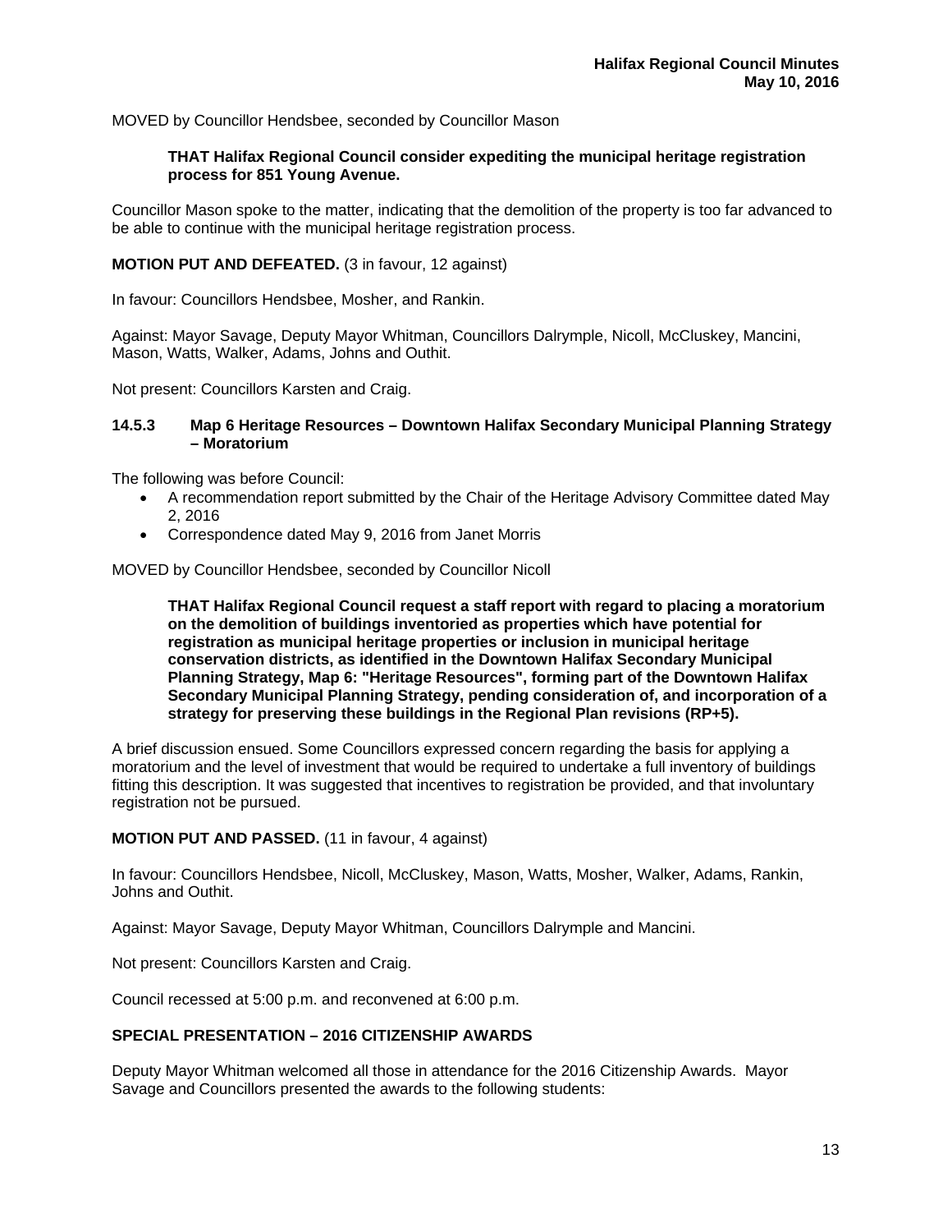MOVED by Councillor Hendsbee, seconded by Councillor Mason

**THAT Halifax Regional Council consider expediting the municipal heritage registration process for 851 Young Avenue.**

Councillor Mason spoke to the matter, indicating that the demolition of the property is too far advanced to be able to continue with the municipal heritage registration process.

**MOTION PUT AND DEFEATED.** (3 in favour, 12 against)

In favour: Councillors Hendsbee, Mosher, and Rankin.

Against: Mayor Savage, Deputy Mayor Whitman, Councillors Dalrymple, Nicoll, McCluskey, Mancini, Mason, Watts, Walker, Adams, Johns and Outhit.

Not present: Councillors Karsten and Craig.

### 14.5.3 Map 6 Heritage Resources – Downtown Halifax Secondary Municipal Planning Strategy – Moratorium

The following was before Council:

- A recommendation report submitted by the Chair of the Heritage Advisory Committee dated May 2, 2016
- Correspondence dated May 9, 2016 from Janet Morris

MOVED by Councillor Hendsbee, seconded by Councillor Nicoll

**THAT Halifax Regional Council request a staff report with regard to placing a moratorium on the demolition of buildings inventoried as properties which have potential for registration as municipal heritage properties or inclusion in municipal heritage conservation districts, as identified in the Downtown Halifax Secondary Municipal Planning Strategy, Map 6: "Heritage Resources", forming part of the Downtown Halifax Secondary Municipal Planning Strategy, pending consideration of, and incorporation of a strategy for preserving these buildings in the Regional Plan revisions (RP+5).**

A brief discussion ensued. Some Councillors expressed concern regarding the basis for applying a moratorium and the level of investment that would be required to undertake a full inventory of buildings fitting this description. It was suggested that incentives to registration be provided, and that involuntary registration not be pursued.

**MOTION PUT AND PASSED.** (11 in favour, 4 against)

In favour: Councillors Hendsbee, Nicoll, McCluskey, Mason, Watts, Mosher, Walker, Adams, Rankin, Johns and Outhit.

Against: Mayor Savage, Deputy Mayor Whitman, Councillors Dalrymple and Mancini.

Not present: Councillors Karsten and Craig.

Council recessed at 5:00 p.m. and reconvened at 6:00 p.m.

## SPECIAL PRESENTATION – 2016 CITIZENSHIP AWARDS

Deputy Mayor Whitman welcomed all those in attendance for the 2016 Citizenship Awards. Mayor Savage and Councillors presented the awards to the following students: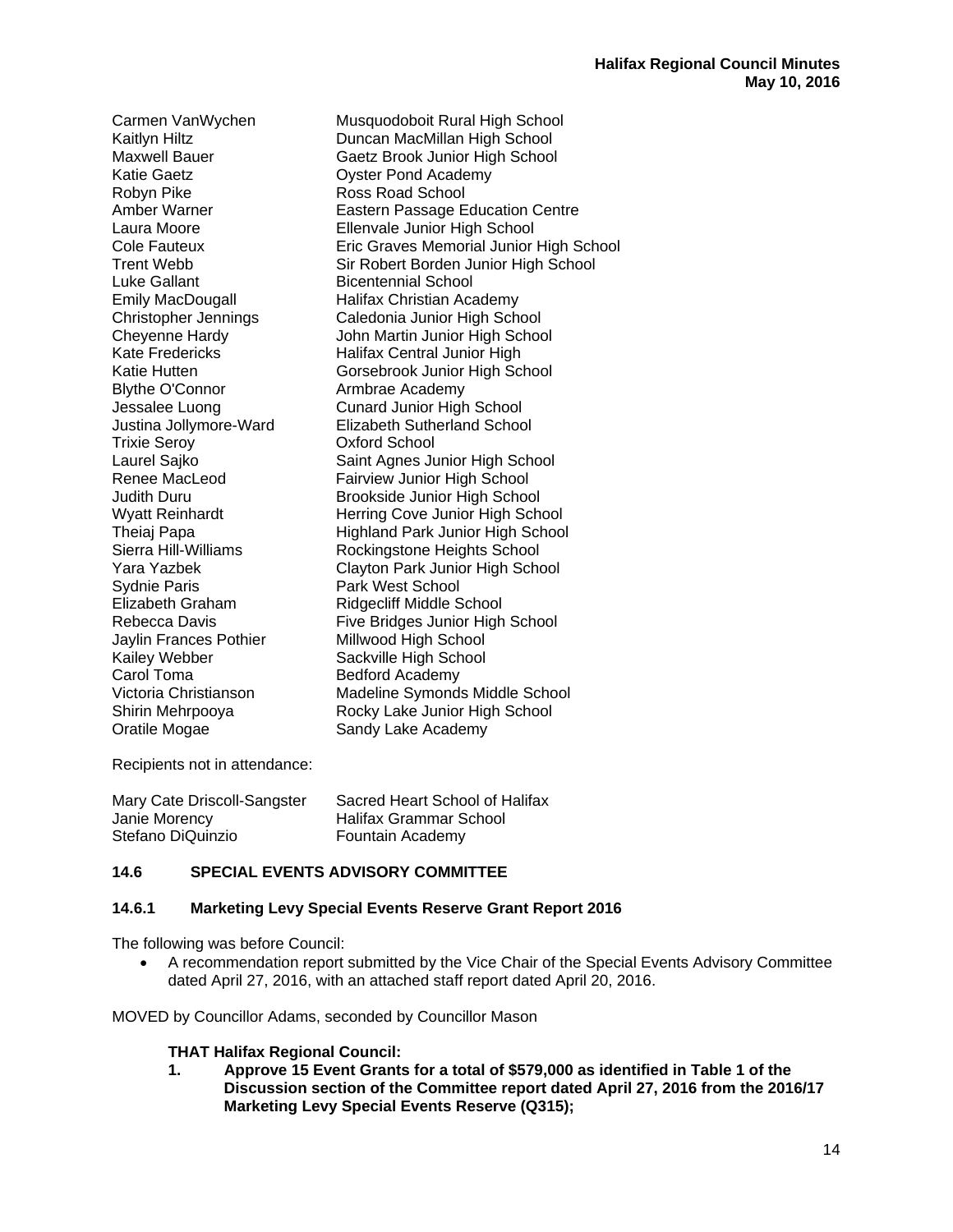| | |
|---|---|
| Carmen VanWychen | Musquodoboit Rural High School |
| Kaitlyn Hiltz | Duncan MacMillan High School |
| Maxwell Bauer | Gaetz Brook Junior High School |
| Katie Gaetz | Oyster Pond Academy |
| Robyn Pike | Ross Road School |
| Amber Warner | Eastern Passage Education Centre |
| Laura Moore | Ellenvale Junior High School |
| Cole Fauteux | Eric Graves Memorial Junior High School |
| Trent Webb | Sir Robert Borden Junior High School |
| Luke Gallant | Bicentennial School |
| Emily MacDougall | Halifax Christian Academy |
| Christopher Jennings | Caledonia Junior High School |
| Cheyenne Hardy | John Martin Junior High School |
| Kate Fredericks | Halifax Central Junior High |
| Katie Hutten | Gorsebrook Junior High School |
| Blythe O'Connor | Armbrae Academy |
| Jessalee Luong | Cunard Junior High School |
| Justina Jollymore-Ward | Elizabeth Sutherland School |
| Trixie Seroy | Oxford School |
| Laurel Sajko | Saint Agnes Junior High School |
| Renee MacLeod | Fairview Junior High School |
| Judith Duru | Brookside Junior High School |
| Wyatt Reinhardt | Herring Cove Junior High School |
| Theiaj Papa | Highland Park Junior High School |
| Sierra Hill-Williams | Rockingstone Heights School |
| Yara Yazbek | Clayton Park Junior High School |
| Sydnie Paris | Park West School |
| Elizabeth Graham | Ridgecliff Middle School |
| Rebecca Davis | Five Bridges Junior High School |
| Jaylin Frances Pothier | Millwood High School |
| Kailey Webber | Sackville High School |
| Carol Toma | Bedford Academy |
| Victoria Christianson | Madeline Symonds Middle School |
| Shirin Mehrpooya | Rocky Lake Junior High School |
| Oratile Mogae | Sandy Lake Academy |

Recipients not in attendance:

| | |
|---|---|
| Mary Cate Driscoll-Sangster | Sacred Heart School of Halifax |
| Janie Morency | Halifax Grammar School |
| Stefano DiQuinzio | Fountain Academy |

## 14.6 SPECIAL EVENTS ADVISORY COMMITTEE

### 14.6.1 Marketing Levy Special Events Reserve Grant Report 2016

The following was before Council:

- A recommendation report submitted by the Vice Chair of the Special Events Advisory Committee dated April 27, 2016, with an attached staff report dated April 20, 2016.

MOVED by Councillor Adams, seconded by Councillor Mason

**THAT Halifax Regional Council:**

1. **Approve 15 Event Grants for a total of $579,000 as identified in Table 1 of the Discussion section of the Committee report dated April 27, 2016 from the 2016/17 Marketing Levy Special Events Reserve (Q315);**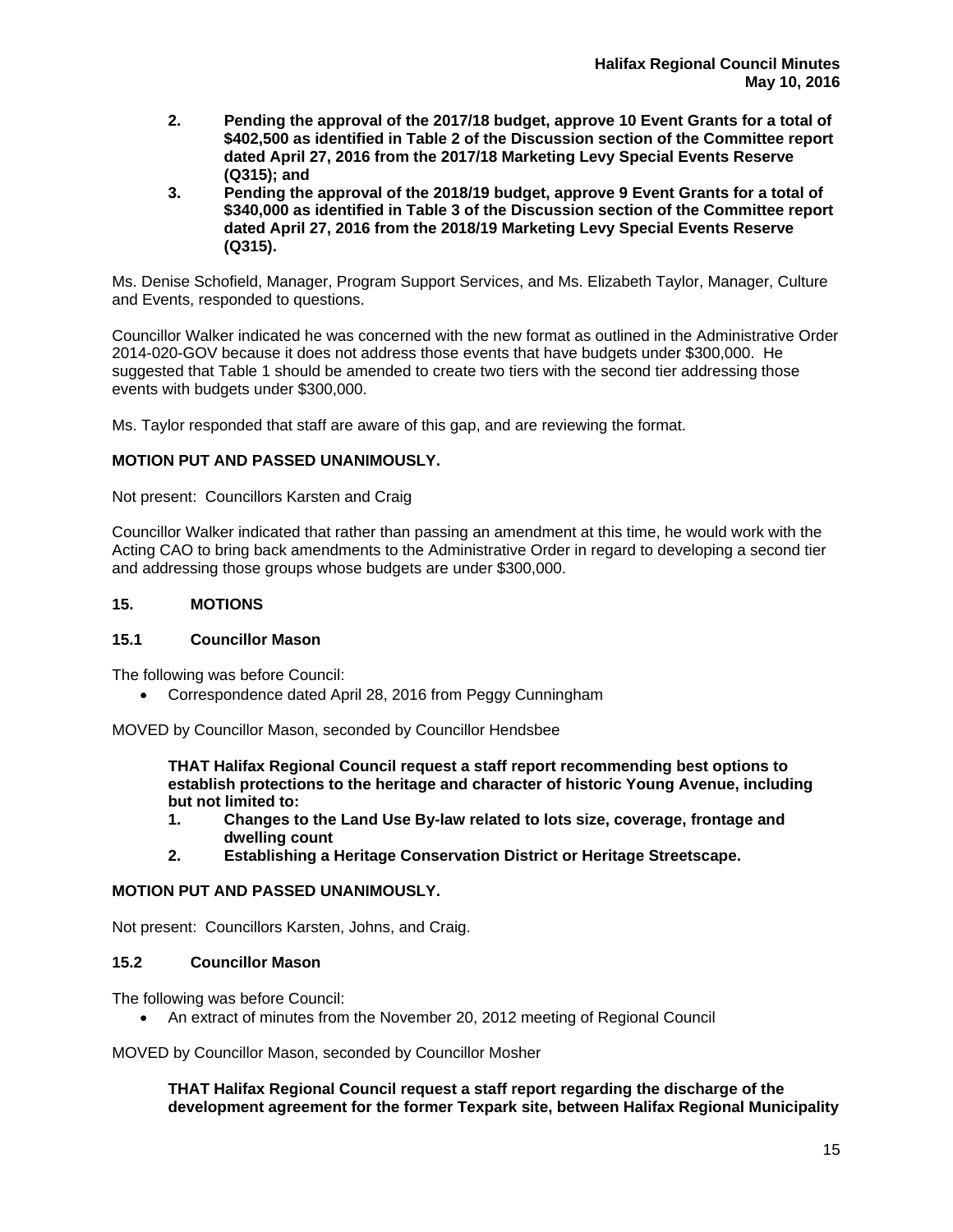2. **Pending the approval of the 2017/18 budget, approve 10 Event Grants for a total of $402,500 as identified in Table 2 of the Discussion section of the Committee report dated April 27, 2016 from the 2017/18 Marketing Levy Special Events Reserve (Q315); and**
3. **Pending the approval of the 2018/19 budget, approve 9 Event Grants for a total of $340,000 as identified in Table 3 of the Discussion section of the Committee report dated April 27, 2016 from the 2018/19 Marketing Levy Special Events Reserve (Q315).**

Ms. Denise Schofield, Manager, Program Support Services, and Ms. Elizabeth Taylor, Manager, Culture and Events, responded to questions.

Councillor Walker indicated he was concerned with the new format as outlined in the Administrative Order 2014-020-GOV because it does not address those events that have budgets under $300,000. He suggested that Table 1 should be amended to create two tiers with the second tier addressing those events with budgets under $300,000.

Ms. Taylor responded that staff are aware of this gap, and are reviewing the format.

**MOTION PUT AND PASSED UNANIMOUSLY.**

Not present: Councillors Karsten and Craig

Councillor Walker indicated that rather than passing an amendment at this time, he would work with the Acting CAO to bring back amendments to the Administrative Order in regard to developing a second tier and addressing those groups whose budgets are under $300,000.

## 15. MOTIONS

### 15.1 Councillor Mason

The following was before Council:

- Correspondence dated April 28, 2016 from Peggy Cunningham

MOVED by Councillor Mason, seconded by Councillor Hendsbee

**THAT Halifax Regional Council request a staff report recommending best options to establish protections to the heritage and character of historic Young Avenue, including but not limited to:**

1. **Changes to the Land Use By-law related to lots size, coverage, frontage and dwelling count**
2. **Establishing a Heritage Conservation District or Heritage Streetscape.**

**MOTION PUT AND PASSED UNANIMOUSLY.**

Not present: Councillors Karsten, Johns, and Craig.

### 15.2 Councillor Mason

The following was before Council:

- An extract of minutes from the November 20, 2012 meeting of Regional Council

MOVED by Councillor Mason, seconded by Councillor Mosher

**THAT Halifax Regional Council request a staff report regarding the discharge of the development agreement for the former Texpark site, between Halifax Regional Municipality**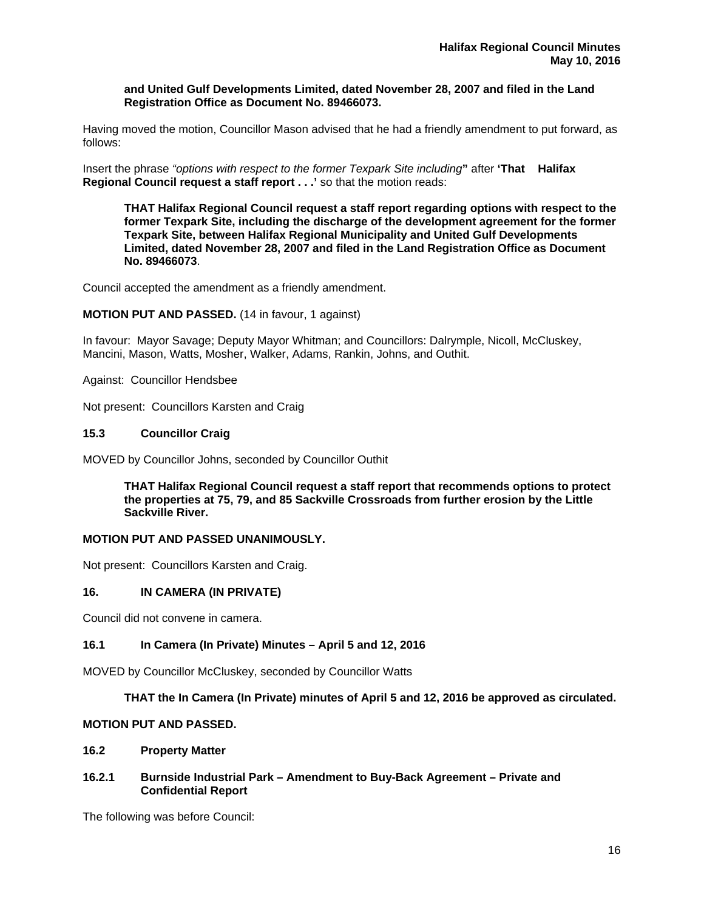**and United Gulf Developments Limited, dated November 28, 2007 and filed in the Land Registration Office as Document No. 89466073.**

Having moved the motion, Councillor Mason advised that he had a friendly amendment to put forward, as follows:

Insert the phrase *"options with respect to the former Texpark Site including*" after **'That Halifax Regional Council request a staff report . . .'** so that the motion reads:

> **THAT Halifax Regional Council request a staff report regarding options with respect to the former Texpark Site, including the discharge of the development agreement for the former Texpark Site, between Halifax Regional Municipality and United Gulf Developments Limited, dated November 28, 2007 and filed in the Land Registration Office as Document No. 89466073**.

Council accepted the amendment as a friendly amendment.

**MOTION PUT AND PASSED.** (14 in favour, 1 against)

In favour: Mayor Savage; Deputy Mayor Whitman; and Councillors: Dalrymple, Nicoll, McCluskey, Mancini, Mason, Watts, Mosher, Walker, Adams, Rankin, Johns, and Outhit.

Against: Councillor Hendsbee

Not present: Councillors Karsten and Craig

### 15.3 Councillor Craig

MOVED by Councillor Johns, seconded by Councillor Outhit

> **THAT Halifax Regional Council request a staff report that recommends options to protect the properties at 75, 79, and 85 Sackville Crossroads from further erosion by the Little Sackville River.**

**MOTION PUT AND PASSED UNANIMOUSLY.**

Not present: Councillors Karsten and Craig.

## 16. IN CAMERA (IN PRIVATE)

Council did not convene in camera.

### 16.1 In Camera (In Private) Minutes – April 5 and 12, 2016

MOVED by Councillor McCluskey, seconded by Councillor Watts

> **THAT the In Camera (In Private) minutes of April 5 and 12, 2016 be approved as circulated.**

**MOTION PUT AND PASSED.**

### 16.2 Property Matter

#### 16.2.1 Burnside Industrial Park – Amendment to Buy-Back Agreement – Private and Confidential Report

The following was before Council: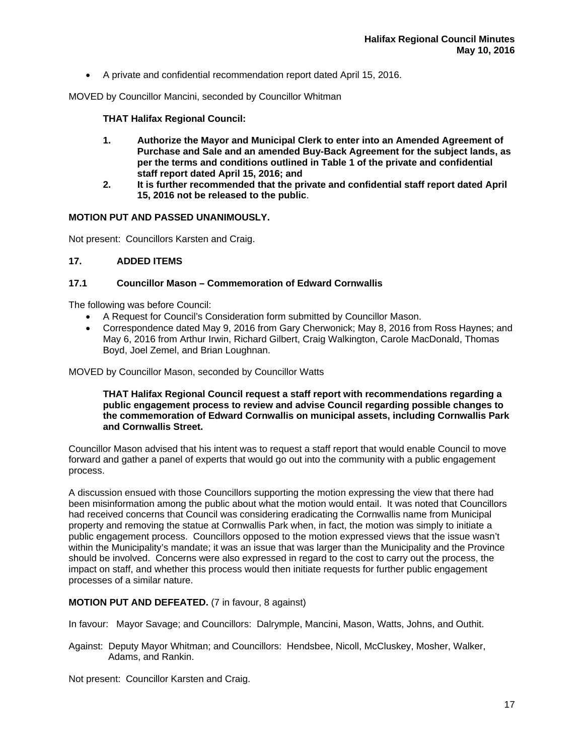- A private and confidential recommendation report dated April 15, 2016.

MOVED by Councillor Mancini, seconded by Councillor Whitman

**THAT Halifax Regional Council:**

1. **Authorize the Mayor and Municipal Clerk to enter into an Amended Agreement of Purchase and Sale and an amended Buy-Back Agreement for the subject lands, as per the terms and conditions outlined in Table 1 of the private and confidential staff report dated April 15, 2016; and**
2. **It is further recommended that the private and confidential staff report dated April 15, 2016 not be released to the public**.

**MOTION PUT AND PASSED UNANIMOUSLY.**

Not present: Councillors Karsten and Craig.

## 17. ADDED ITEMS

### 17.1 Councillor Mason – Commemoration of Edward Cornwallis

The following was before Council:

- A Request for Council's Consideration form submitted by Councillor Mason.
- Correspondence dated May 9, 2016 from Gary Cherwonick; May 8, 2016 from Ross Haynes; and May 6, 2016 from Arthur Irwin, Richard Gilbert, Craig Walkington, Carole MacDonald, Thomas Boyd, Joel Zemel, and Brian Loughnan.

MOVED by Councillor Mason, seconded by Councillor Watts

**THAT Halifax Regional Council request a staff report with recommendations regarding a public engagement process to review and advise Council regarding possible changes to the commemoration of Edward Cornwallis on municipal assets, including Cornwallis Park and Cornwallis Street.**

Councillor Mason advised that his intent was to request a staff report that would enable Council to move forward and gather a panel of experts that would go out into the community with a public engagement process.

A discussion ensued with those Councillors supporting the motion expressing the view that there had been misinformation among the public about what the motion would entail. It was noted that Councillors had received concerns that Council was considering eradicating the Cornwallis name from Municipal property and removing the statue at Cornwallis Park when, in fact, the motion was simply to initiate a public engagement process. Councillors opposed to the motion expressed views that the issue wasn't within the Municipality's mandate; it was an issue that was larger than the Municipality and the Province should be involved. Concerns were also expressed in regard to the cost to carry out the process, the impact on staff, and whether this process would then initiate requests for further public engagement processes of a similar nature.

**MOTION PUT AND DEFEATED.** (7 in favour, 8 against)

In favour: Mayor Savage; and Councillors: Dalrymple, Mancini, Mason, Watts, Johns, and Outhit.

Against: Deputy Mayor Whitman; and Councillors: Hendsbee, Nicoll, McCluskey, Mosher, Walker, Adams, and Rankin.

Not present: Councillor Karsten and Craig.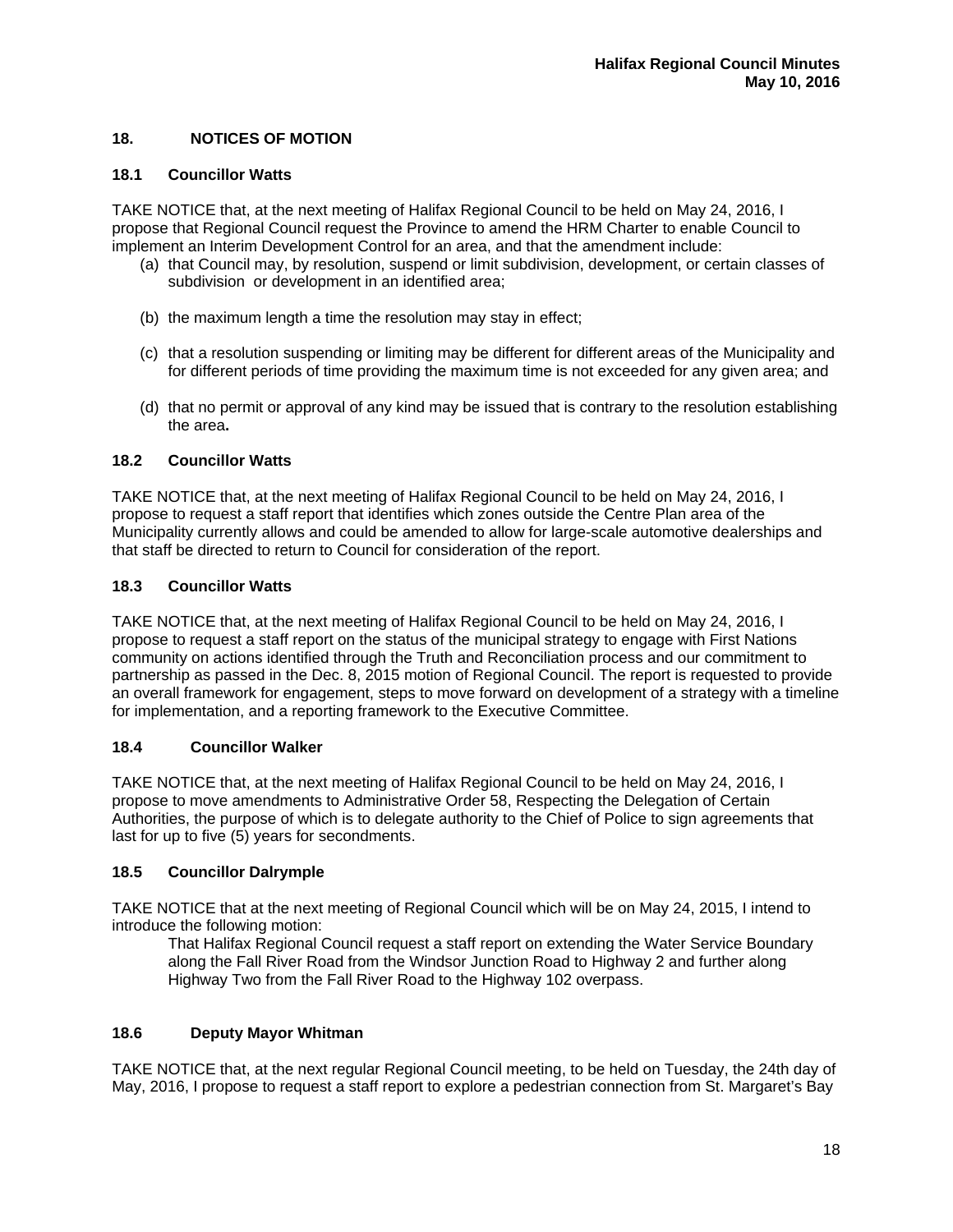## 18. NOTICES OF MOTION

### 18.1 Councillor Watts

TAKE NOTICE that, at the next meeting of Halifax Regional Council to be held on May 24, 2016, I propose that Regional Council request the Province to amend the HRM Charter to enable Council to implement an Interim Development Control for an area, and that the amendment include:

(a) that Council may, by resolution, suspend or limit subdivision, development, or certain classes of subdivision or development in an identified area;

(b) the maximum length a time the resolution may stay in effect;

(c) that a resolution suspending or limiting may be different for different areas of the Municipality and for different periods of time providing the maximum time is not exceeded for any given area; and

(d) that no permit or approval of any kind may be issued that is contrary to the resolution establishing the area**.**

### 18.2 Councillor Watts

TAKE NOTICE that, at the next meeting of Halifax Regional Council to be held on May 24, 2016, I propose to request a staff report that identifies which zones outside the Centre Plan area of the Municipality currently allows and could be amended to allow for large-scale automotive dealerships and that staff be directed to return to Council for consideration of the report.

### 18.3 Councillor Watts

TAKE NOTICE that, at the next meeting of Halifax Regional Council to be held on May 24, 2016, I propose to request a staff report on the status of the municipal strategy to engage with First Nations community on actions identified through the Truth and Reconciliation process and our commitment to partnership as passed in the Dec. 8, 2015 motion of Regional Council. The report is requested to provide an overall framework for engagement, steps to move forward on development of a strategy with a timeline for implementation, and a reporting framework to the Executive Committee.

### 18.4 Councillor Walker

TAKE NOTICE that, at the next meeting of Halifax Regional Council to be held on May 24, 2016, I propose to move amendments to Administrative Order 58, Respecting the Delegation of Certain Authorities, the purpose of which is to delegate authority to the Chief of Police to sign agreements that last for up to five (5) years for secondments.

### 18.5 Councillor Dalrymple

TAKE NOTICE that at the next meeting of Regional Council which will be on May 24, 2015, I intend to introduce the following motion:

> That Halifax Regional Council request a staff report on extending the Water Service Boundary along the Fall River Road from the Windsor Junction Road to Highway 2 and further along Highway Two from the Fall River Road to the Highway 102 overpass.

### 18.6 Deputy Mayor Whitman

TAKE NOTICE that, at the next regular Regional Council meeting, to be held on Tuesday, the 24th day of May, 2016, I propose to request a staff report to explore a pedestrian connection from St. Margaret's Bay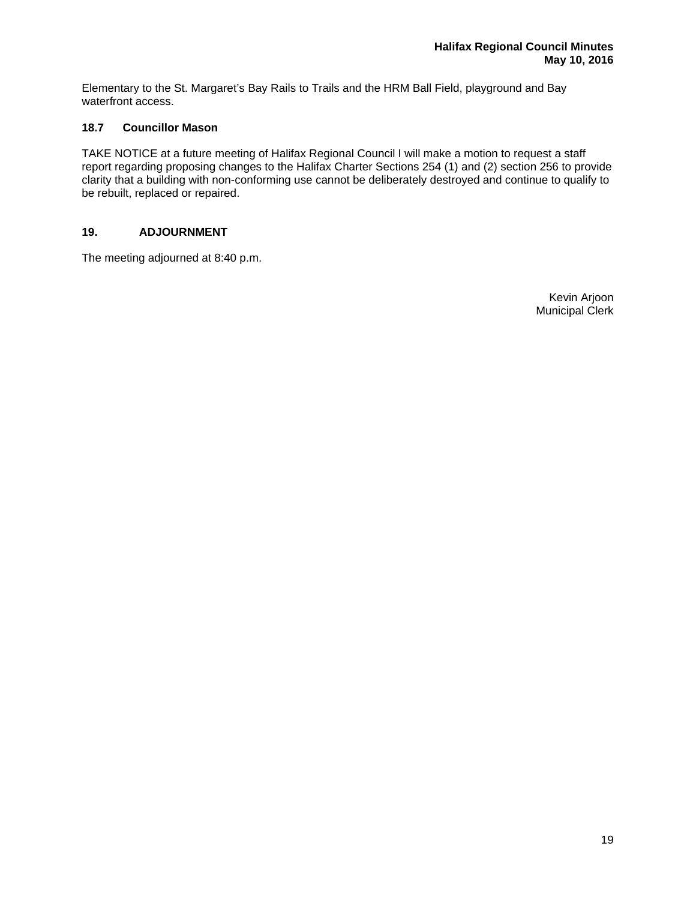Elementary to the St. Margaret's Bay Rails to Trails and the HRM Ball Field, playground and Bay waterfront access.

### 18.7 Councillor Mason

TAKE NOTICE at a future meeting of Halifax Regional Council I will make a motion to request a staff report regarding proposing changes to the Halifax Charter Sections 254 (1) and (2) section 256 to provide clarity that a building with non-conforming use cannot be deliberately destroyed and continue to qualify to be rebuilt, replaced or repaired.

## 19. ADJOURNMENT

The meeting adjourned at 8:40 p.m.

Kevin Arjoon
Municipal Clerk